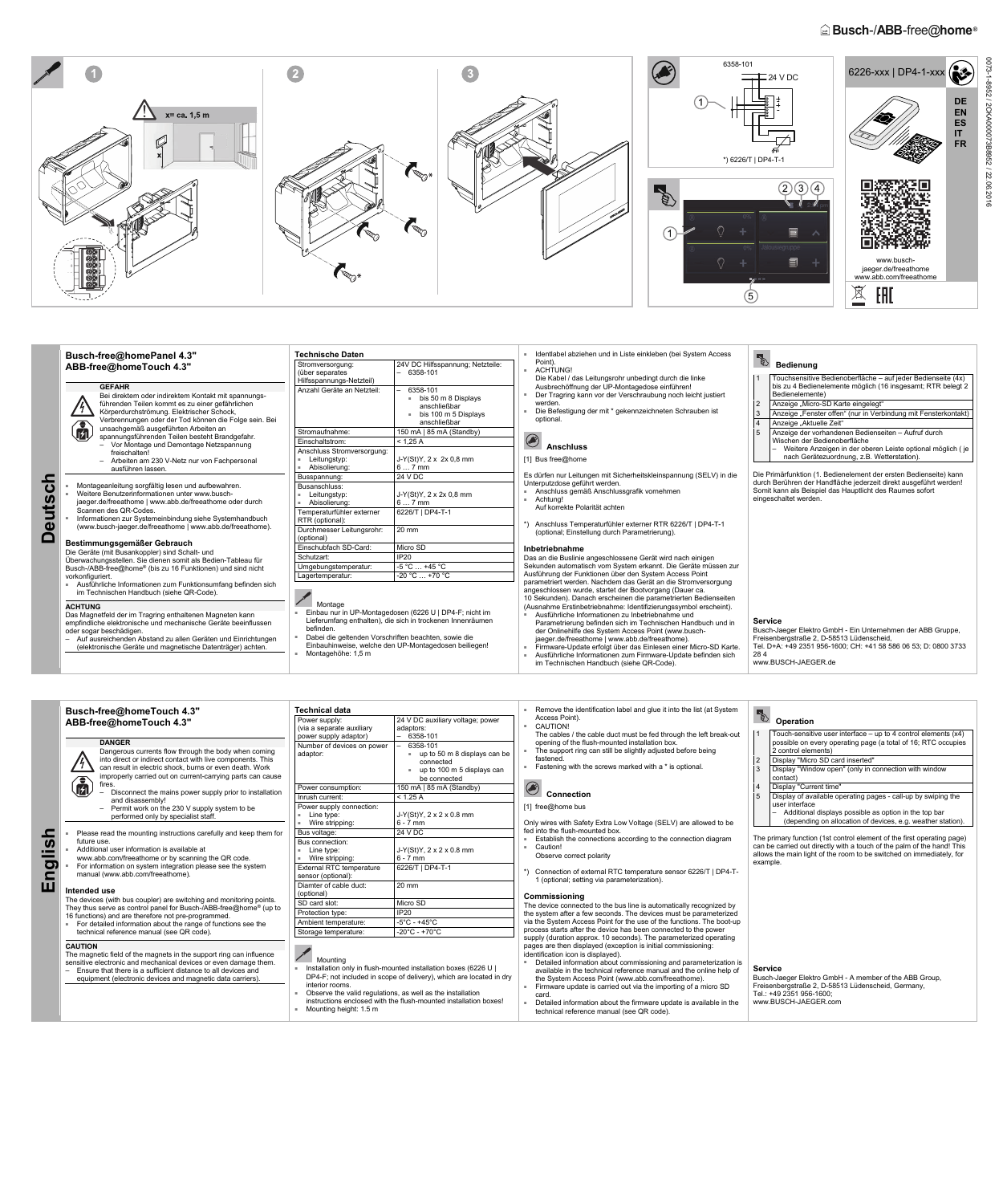Busch-/ABB-free@home®

x= ca. 1,5 m

6358-101

24 V DC

*) 6226/T | DP4-T-1

6226-xxx | DP4-1-xxx

DE
EN
ES
IT
FR

www.busch-jaeger.de/freeathome
www.abb.com/freeathome

0073-1-8952 / 2CKA000073B8952 / 22.06.2016

# Deutsch

## Busch-free@homePanel 4.3"
## ABB-free@homeTouch 4.3"

**GEFAHR**

Bei direktem oder indirektem Kontakt mit spannungsführenden Teilen kommt es zu einer gefährlichen Körperdurchströmung. Elektrischer Schock, Verbrennungen oder der Tod können die Folge sein. Bei unsachgemäß ausgeführten Arbeiten an spannungsführenden Teilen besteht Brandgefahr.

- Vor Montage und Demontage Netzspannung freischalten!
- Arbeiten am 230 V-Netz nur von Fachpersonal ausführen lassen.

- Montageanleitung sorgfältig lesen und aufbewahren.
- Weitere Benutzerinformationen unter www.busch-jaeger.de/freeathome | www.abb.de/freeathome oder durch Scannen des QR-Codes.
- Informationen zur Systemeinbindung siehe Systemhandbuch (www.busch-jaeger.de/freeathome | www.abb.de/freeathome).

### Bestimmungsgemäßer Gebrauch

Die Geräte (mit Busankoppler) sind Schalt- und Überwachungsstellen. Sie dienen somit als Bedien-Tableau für Busch-/ABB-free@home® (bis zu 16 Funktionen) und sind nicht vorkonfiguriert.

- Ausführliche Informationen zum Funktionsumfang befinden sich im Technischen Handbuch (siehe QR-Code).

**ACHTUNG**

Das Magnetfeld der im Tragring enthaltenen Magneten kann empfindliche elektronische und mechanische Geräte beeinflussen oder sogar beschädigen.

- Auf ausreichenden Abstand zu allen Geräten und Einrichtungen (elektronische Geräte und magnetische Datenträger) achten.

### Technische Daten

| | |
|---|---|
| Stromversorgung: (über separates Hilfsspannungs-Netzteil) | 24V DC Hilfsspannung; Netzteile: – 6358-101 |
| Anzahl Geräte an Netzteil: | – 6358-101<br>▪ bis 50 m 8 Displays anschließbar<br>▪ bis 100 m 5 Displays anschließbar |
| Stromaufnahme: | 150 mA \| 85 mA (Standby) |
| Einschaltstrom: | < 1,25 A |
| Anschluss Stromversorgung:<br>▪ Leitungstyp:<br>▪ Abisolierung: | <br>J-Y(St)Y, 2 x 2x 0,8 mm<br>6 … 7 mm |
| Busspannung: | 24 V DC |
| Busanschluss:<br>▪ Leitungstyp:<br>▪ Abisolierung: | <br>J-Y(St)Y, 2 x 2x 0,8 mm<br>6 … 7 mm |
| Temperaturfühler externer RTR (optional): | 6226/T \| DP4-T-1 |
| Durchmesser Leitungsrohr: (optional) | 20 mm |
| Einschubfach SD-Card: | Micro SD |
| Schutzart: | IP20 |
| Umgebungstemperatur: | -5 °C … +45 °C |
| Lagertemperatur: | -20 °C … +70 °C |

### Montage

- Einbau nur in UP-Montagedosen (6226 U | DP4-F; nicht im Lieferumfang enthalten), die sich in trockenen Innenräumen befinden.
- Dabei die geltenden Vorschriften beachten, sowie die Einbauhinweise, welche den UP-Montagedosen beiliegen!
- Montagehöhe: 1,5 m
- Identlabel abziehen und in Liste einkleben (bei System Access Point).
- ACHTUNG!
  Die Kabel / das Leitungsrohr unbedingt durch die linke Ausbrechöffnung der UP-Montagedose einführen!
- Der Tragring kann vor der Verschraubung noch leicht justiert werden.
- Die Befestigung der mit * gekennzeichneten Schrauben ist optional.

### Anschluss

[1] Bus free@home

Es dürfen nur Leitungen mit Sicherheitskleinspannung (SELV) in die Unterputzdose geführt werden.

- Anschluss gemäß Anschlussgrafik vornehmen
- Achtung!
  Auf korrekte Polarität achten

*) Anschluss Temperaturfühler externer RTR 6226/T | DP4-T-1 (optional; Einstellung durch Parametrierung).

### Inbetriebnahme

Das an die Buslinie angeschlossene Gerät wird nach einigen Sekunden automatisch vom System erkannt. Die Geräte müssen zur Ausführung der Funktionen über den System Access Point parametriert werden. Nachdem das Gerät an die Stromversorgung angeschlossen wurde, startet der Bootvorgang (Dauer ca. 10 Sekunden). Danach erscheinen die parametrierten Bedienseiten (Ausnahme Erstinbetriebnahme: Identifizierungssymbol erscheint).

- Ausführliche Informationen zu Inbetriebnahme und Parametrierung befinden sich im Technischen Handbuch und in der Onlinehilfe des System Access Point (www.busch-jaeger.de/freeathome | www.abb.de/freeathome).
- Firmware-Update erfolgt über das Einlesen einer Micro-SD Karte.
- Ausführliche Informationen zum Firmware-Update befinden sich im Technischen Handbuch (siehe QR-Code).

### Bedienung

| | |
|---|---|
| 1 | Touchsensitive Bedienoberfläche – auf jeder Bedienseite (4x) bis zu 4 Bedienelemente möglich (16 insgesamt; RTR belegt 2 Bedienelemente) |
| 2 | Anzeige „Micro-SD Karte eingelegt" |
| 3 | Anzeige „Fenster offen" (nur in Verbindung mit Fensterkontakt) |
| 4 | Anzeige „Aktuelle Zeit" |
| 5 | Anzeige der vorhandenen Bedienseiten – Aufruf durch Wischen der Bedienoberfläche<br>– Weitere Anzeigen in der oberen Leiste optional möglich ( je nach Gerätezuordnung, z.B. Wetterstation). |

Die Primärfunktion (1. Bedienelement der ersten Bedienseite) kann durch Berühren der Handfläche jederzeit direkt ausgeführt werden! Somit kann als Beispiel das Hauptlicht des Raumes sofort eingeschaltet werden.

### Service

Busch-Jaeger Elektro GmbH - Ein Unternehmen der ABB Gruppe, Freisenbergstraße 2, D-58513 Lüdenscheid,
Tel. D+A: +49 2351 956-1600; CH: +41 58 586 06 53; D: 0800 3733 28 4
www.BUSCH-JAEGER.de

# English

## Busch-free@homeTouch 4.3"
## ABB-free@homeTouch 4.3"

**DANGER**

Dangerous currents flow through the body when coming into direct or indirect contact with live components. This can result in electric shock, burns or even death. Work improperly carried out on current-carrying parts can cause fires.

- Disconnect the mains power supply prior to installation and disassembly!
- Permit work on the 230 V supply system to be performed only by specialist staff.

- Please read the mounting instructions carefully and keep them for future use.
- Additional user information is available at www.abb.com/freeathome or by scanning the QR code.
- For information on system integration please see the system manual (www.abb.com/freeathome).

### Intended use

The devices (with bus coupler) are switching and monitoring points. They thus serve as control panel for Busch-/ABB-free@home® (up to 16 functions) and are therefore not pre-programmed.

- For detailed information about the range of functions see the technical reference manual (see QR code).

**CAUTION**

The magnetic field of the magnets in the support ring can influence sensitive electronic and mechanical devices or even damage them.

- Ensure that there is a sufficient distance to all devices and equipment (electronic devices and magnetic data carriers).

### Technical data

| | |
|---|---|
| Power supply: (via a separate auxiliary power supply adaptor) | 24 V DC auxiliary voltage; power adaptors: – 6358-101 |
| Number of devices on power adaptor: | – 6358-101<br>▪ up to 50 m 8 displays can be connected<br>▪ up to 100 m 5 displays can be connected |
| Power consumption: | 150 mA \| 85 mA (Standby) |
| Inrush current: | < 1.25 A |
| Power supply connection:<br>▪ Line type:<br>▪ Wire stripping: | <br>J-Y(St)Y, 2 x 2 x 0.8 mm<br>6 - 7 mm |
| Bus voltage: | 24 V DC |
| Bus connection:<br>▪ Line type:<br>▪ Wire stripping: | <br>J-Y(St)Y, 2 x 2 x 0.8 mm<br>6 - 7 mm |
| External RTC temperature sensor (optional): | 6226/T \| DP4-T-1 |
| Diamter of cable duct: (optional) | 20 mm |
| SD card slot: | Micro SD |
| Protection type: | IP20 |
| Ambient temperature: | -5°C - +45°C |
| Storage temperature: | -20°C - +70°C |

### Mounting

- Installation only in flush-mounted installation boxes (6226 U | DP4-F; not included in scope of delivery), which are located in dry interior rooms.
- Observe the valid regulations, as well as the installation instructions enclosed with the flush-mounted installation boxes!
- Mounting height: 1.5 m
- Remove the identification label and glue it into the list (at System Access Point).
- CAUTION!
  The cables / the cable duct must be fed through the left break-out opening of the flush-mounted installation box.
- The support ring can still be slightly adjusted before being fastened.
- Fastening with the screws marked with a * is optional.

### Connection

[1] free@home bus

Only wires with Safety Extra Low Voltage (SELV) are allowed to be fed into the flush-mounted box.

- Establish the connections according to the connection diagram
- Caution!
  Observe correct polarity

*) Connection of external RTC temperature sensor 6226/T | DP4-T-1 (optional; setting via parameterization).

### Commissioning

The device connected to the bus line is automatically recognized by the system after a few seconds. The devices must be parameterized via the System Access Point for the use of the functions. The boot-up process starts after the device has been connected to the power supply (duration approx. 10 seconds). The parameterized operating pages are then displayed (exception is initial commissioning: identification icon is displayed).

- Detailed information about commissioning and parameterization is available in the technical reference manual and the online help of the System Access Point (www.abb.com/freeathome).
- Firmware update is carried out via the importing of a micro SD card.
- Detailed information about the firmware update is available in the technical reference manual (see QR code).

### Operation

| | |
|---|---|
| 1 | Touch-sensitive user interface – up to 4 control elements (x4) possible on every operating page (a total of 16; RTC occupies 2 control elements) |
| 2 | Display "Micro SD card inserted" |
| 3 | Display "Window open" (only in connection with window contact) |
| 4 | Display "Current time" |
| 5 | Display of available operating pages - call-up by swiping the user interface<br>– Additional displays possible as option in the top bar (depending on allocation of devices, e.g. weather station). |

The primary function (1st control element of the first operating page) can be carried out directly with a touch of the palm of the hand! This allows the main light of the room to be switched on immediately, for example.

### Service

Busch-Jaeger Elektro GmbH - A member of the ABB Group, Freisenbergstraße 2, D-58513 Lüdenscheid, Germany,
Tel.: +49 2351 956-1600;
www.BUSCH-JAEGER.com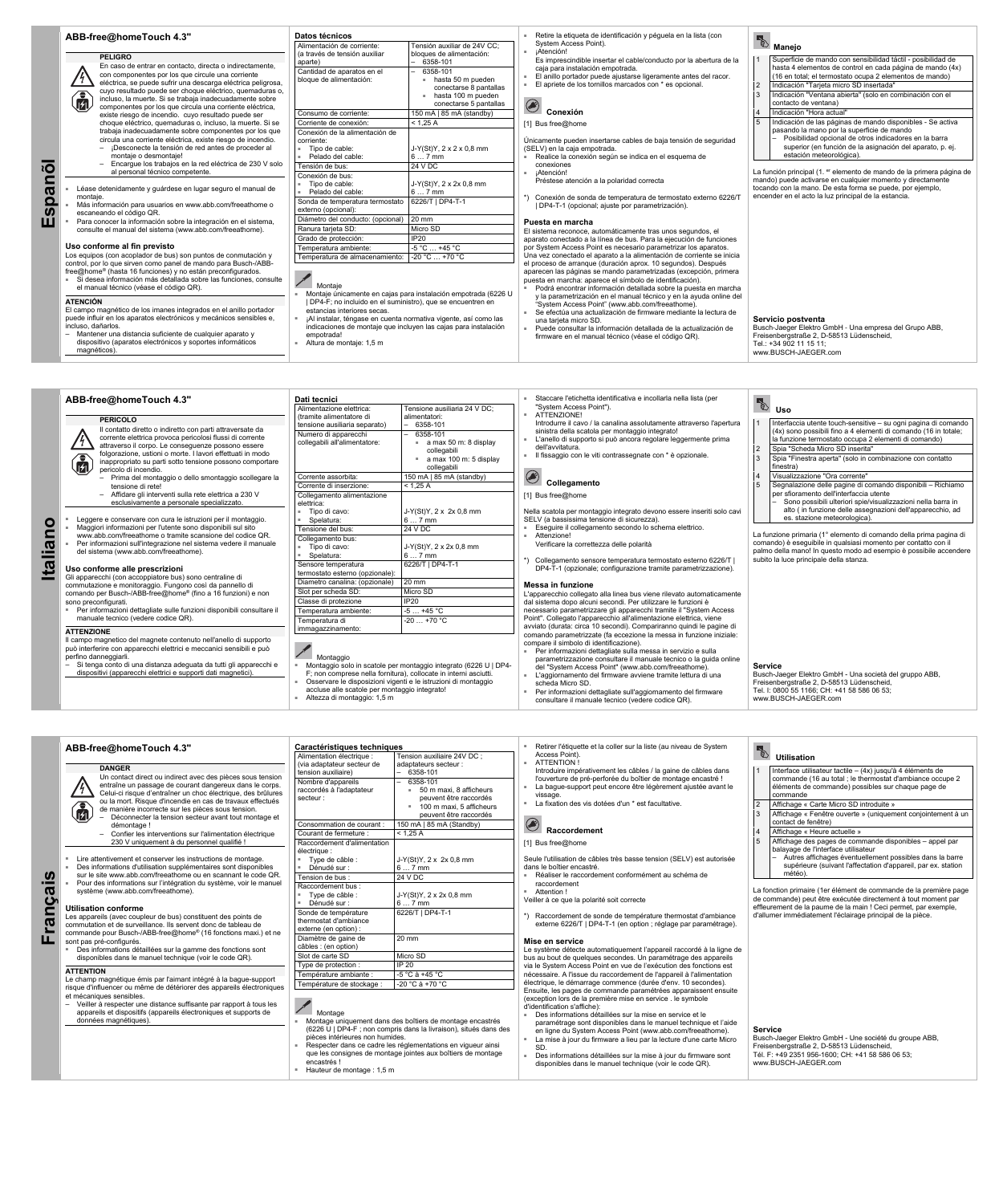# Español

## ABB-free@homeTouch 4.3"

**PELIGRO**

En caso de entrar en contacto, directa o indirectamente, con componentes por los que circule una corriente eléctrica, se puede sufrir una descarga eléctrica peligrosa, cuyo resultado puede ser choque eléctrico, quemaduras o, incluso, la muerte. Si se trabaja inadecuadamente sobre componentes por los que circula una corriente eléctrica, existe riesgo de incendio. cuyo resultado puede ser choque eléctrico, quemaduras o, incluso, la muerte. Si se trabaja inadecuadamente sobre componentes por los que circula una corriente eléctrica, existe riesgo de incendio.

- ¡Desconecte la tensión de red antes de proceder al montaje o desmontaje!
- Encargue los trabajos en la red eléctrica de 230 V solo al personal técnico competente.

- Léase detenidamente y guárdese en lugar seguro el manual de montaje.
- Más información para usuarios en www.abb.com/freeathome o escaneando el código QR.
- Para conocer la información sobre la integración en el sistema, consulte el manual del sistema (www.abb.com/freeathome).

### Uso conforme al fin previsto

Los equipos (con acoplador de bus) son puntos de conmutación y control, por lo que sirven como panel de mando para Busch-/ABB-free@home® (hasta 16 funciones) y no están preconfigurados.

- Si desea información más detallada sobre las funciones, consulte el manual técnico (véase el código QR).

**ATENCIÓN**

El campo magnético de los imanes integrados en el anillo portador puede influir en los aparatos electrónicos y mecánicos sensibles e, incluso, dañarlos.

- Mantener una distancia suficiente de cualquier aparato y dispositivo (aparatos electrónicos y soportes informáticos magnéticos).

### Datos técnicos

| | |
|---|---|
| Alimentación de corriente: (a través de tensión auxiliar aparte) | Tensión auxiliar de 24V CC; bloques de alimentación: – 6358-101 |
| Cantidad de aparatos en el bloque de alimentación: | – 6358-101 ▪ hasta 50 m pueden conectarse 8 pantallas ▪ hasta 100 m pueden conectarse 5 pantallas |
| Consumo de corriente: | 150 mA \| 85 mA (standby) |
| Corriente de conexión: | < 1,25 A |
| Conexión de la alimentación de corriente: | |
| ▪ Tipo de cable: | J-Y(St)Y, 2 x 2 x 0,8 mm |
| ▪ Pelado del cable: | 6 … 7 mm |
| Tensión de bus: | 24 V DC |
| Conexión de bus: | |
| ▪ Tipo de cable: | J-Y(St)Y, 2 x 2x 0,8 mm |
| ▪ Pelado del cable: | 6 … 7 mm |
| Sonda de temperatura termostato externo (opcional): | 6226/T \| DP4-T-1 |
| Diámetro del conducto: (opcional) | 20 mm |
| Ranura tarjeta SD: | Micro SD |
| Grado de protección: | IP20 |
| Temperatura ambiente: | -5 °C … +45 °C |
| Temperatura de almacenamiento: | -20 °C … +70 °C |

### Montaje

- Montaje únicamente en cajas para instalación empotrada (6226 U | DP4-F; no incluido en el suministro), que se encuentren en estancias interiores secas.
- ¡Al instalar, téngase en cuenta normativa vigente, así como las indicaciones de montaje que incluyen las cajas para instalación empotrada!
- Altura de montaje: 1,5 m

- Retire la etiqueta de identificación y péguela en la lista (con System Access Point).
- ¡Atención! Es imprescindible insertar el cable/conducto por la abertura de la caja para instalación empotrada.
- El anillo portador puede ajustarse ligeramente antes del racor.
- El apriete de los tornillos marcados con * es opcional.

### Conexión

[1] Bus free@home

Únicamente pueden insertarse cables de baja tensión de seguridad (SELV) en la caja empotrada.

- Realice la conexión según se indica en el esquema de conexiones
- ¡Atención! Préstese atención a la polaridad correcta

*) Conexión de sonda de temperatura de termostato externo 6226/T | DP4-T-1 (opcional; ajuste por parametrización).

### Puesta en marcha

El sistema reconoce, automáticamente tras unos segundos, el aparato conectado a la línea de bus. Para la ejecución de funciones por System Access Point es necesario parametrizar los aparatos. Una vez conectado el aparato a la alimentación de corriente se inicia el proceso de arranque (duración aprox. 10 segundos). Después aparecen las páginas se mando parametrizadas (excepción, primera puesta en marcha: aparece el símbolo de identificación).

- Podrá encontrar información detallada sobre la puesta en marcha y la parametrización en el manual técnico y en la ayuda online del "System Access Point" (www.abb.com/freeathome).
- Se efectúa una actualización de firmware mediante la lectura de una tarjeta micro SD.
- Puede consultar la información detallada de la actualización de firmware en el manual técnico (véase el código QR).

### Manejo

| | |
|---|---|
| 1 | Superficie de mando con sensibilidad táctil - posibilidad de hasta 4 elementos de control en cada página de mando (4x) (16 en total; el termostato ocupa 2 elementos de mando) |
| 2 | Indicación "Tarjeta micro SD insertada" |
| 3 | Indicación "Ventana abierta" (solo en combinación con el contacto de ventana) |
| 4 | Indicación "Hora actual" |
| 5 | Indicación de las páginas de mando disponibles - Se activa pasando la mano por la superficie de mando – Posibilidad opcional de otros indicadores en la barra superior (en función de la asignación del aparato, p. ej. estación meteorológica). |

La función principal (1. er elemento de mando de la primera página de mando) puede activarse en cualquier momento y directamente tocando con la mano. De esta forma se puede, por ejemplo, encender en el acto la luz principal de la estancia.

### Servicio postventa

Busch-Jaeger Elektro GmbH - Una empresa del Grupo ABB,
Freisenbergstraße 2, D-58513 Lüdenscheid,
Tel.: +34 902 11 15 11;
www.BUSCH-JAEGER.com

# Italiano

## ABB-free@homeTouch 4.3"

**PERICOLO**

Il contatto diretto o indiretto con parti attraversate da corrente elettrica provoca pericolosi flussi di corrente attraverso il corpo. Le conseguenze possono essere folgorazione, ustioni o morte. I lavori effettuati in modo inappropriato su parti sotto tensione possono comportare pericolo di incendio.

- Prima del montaggio o dello smontaggio scollegare la tensione di rete!
- Affidare gli interventi sulla rete elettrica a 230 V esclusivamente a personale specializzato.

- Leggere e conservare con cura le istruzioni per il montaggio.
- Maggiori informazioni per l'utente sono disponibili sul sito www.abb.com/freeathome o tramite scansione del codice QR.
- Per informazioni sull'integrazione nel sistema vedere il manuale del sistema (www.abb.com/freeathome).

### Uso conforme alle prescrizioni

Gli apparecchi (con accoppiatore bus) sono centraline di commutazione e monitoraggio. Fungono così da pannello di comando per Busch-/ABB-free@home® (fino a 16 funzioni) e non sono preconfigurati.

- Per informazioni dettagliate sulle funzioni disponibili consultare il manuale tecnico (vedere codice QR).

**ATTENZIONE**

Il campo magnetico del magnete contenuto nell'anello di supporto può interferire con apparecchi elettrici e meccanici sensibili e può perfino danneggiarli.

- Si tenga conto di una distanza adeguata da tutti gli apparecchi e dispositivi (apparecchi elettrici e supporti dati magnetici).

### Dati tecnici

| | |
|---|---|
| Alimentazione elettrica: (tramite alimentatore di tensione ausiliaria separato) | Tensione ausiliaria 24 V DC; alimentatori: – 6358-101 |
| Numero di apparecchi collegabili all'alimentatore: | – 6358-101 ▪ a max 50 m: 8 display collegabili ▪ a max 100 m: 5 display collegabili |
| Corrente assorbita: | 150 mA \| 85 mA (standby) |
| Corrente di inserzione: | < 1,25 A |
| Collegamento alimentazione elettrica: | |
| ▪ Tipo di cavo: | J-Y(St)Y, 2 x 2x 0,8 mm |
| ▪ Spelatura: | 6 … 7 mm |
| Tensione del bus: | 24 V DC |
| Collegamento bus: | |
| ▪ Tipo di cavo: | J-Y(St)Y, 2 x 2x 0,8 mm |
| ▪ Spelatura: | 6 … 7 mm |
| Sensore temperatura termostato esterno (opzionale): | 6226/T \| DP4-T-1 |
| Diametro canalina: (opzionale) | 20 mm |
| Slot per scheda SD: | Micro SD |
| Classe di protezione | IP20 |
| Temperatura ambiente: | -5 … +45 °C |
| Temperatura di immagazzinamento: | -20 … +70 °C |

### Montaggio

- Montaggio solo in scatole per montaggio integrato (6226 U | DP4-F; non comprese nella fornitura), collocate in interni asciutti.
- Osservare le disposizioni vigenti e le istruzioni di montaggio accluse alle scatole per montaggio integrato!
- Altezza di montaggio: 1,5 m

- Staccare l'etichetta identificativa e incollarla nella lista (per "System Access Point").
- ATTENZIONE! Introdurre il cavo / la canalina assolutamente attraverso l'apertura sinistra della scatola per montaggio integrato!
- L'anello di supporto si può ancora regolare leggermente prima dell'avvitatura.
- Il fissaggio con le viti contrassegnate con * è opzionale.

### Collegamento

[1] Bus free@home

Nella scatola per montaggio integrato devono essere inseriti solo cavi SELV (a bassissima tensione di sicurezza).

- Eseguire il collegamento secondo lo schema elettrico.
- Attenzione! Verificare la correttezza delle polarità

*) Collegamento sensore temperatura termostato esterno 6226/T | DP4-T-1 (opzionale; configurazione tramite parametrizzazione).

### Messa in funzione

L'apparecchio collegato alla linea bus viene rilevato automaticamente dal sistema dopo alcuni secondi. Per utilizzare le funzioni è necessario parametrizzare gli apparecchi tramite il "System Access Point". Collegato l'apparecchio all'alimentazione elettrica, viene avviato (durata: circa 10 secondi). Compariranno quindi le pagine di comando parametrizzate (fa eccezione la messa in funzione iniziale: compare il simbolo di identificazione).

- Per informazioni dettagliate sulla messa in servizio e sulla parametrizzazione consultare il manuale tecnico o la guida online del "System Access Point" (www.abb.com/freeathome).
- L'aggiornamento del firmware avviene tramite lettura di una scheda Micro SD.
- Per informazioni dettagliate sull'aggiornamento del firmware consultare il manuale tecnico (vedere codice QR).

### Uso

| | |
|---|---|
| 1 | Interfaccia utente touch-sensitive – su ogni pagina di comando (4x) sono possibili fino a 4 elementi di comando (16 in totale; la funzione termostato occupa 2 elementi di comando) |
| 2 | Spia "Scheda Micro SD inserita" |
| 3 | Spia "Finestra aperta" (solo in combinazione con contatto finestra) |
| 4 | Visualizzazione "Ora corrente" |
| 5 | Segnalazione delle pagine di comando disponibili – Richiamo per sfioramento dell'interfaccia utente – Sono possibili ulteriori spie/visualizzazioni nella barra in alto ( in funzione delle assegnazioni dell'apparecchio, ad es. stazione meteorologica). |

La funzione primaria (1° elemento di comando della prima pagina di comando) è eseguibile in qualsiasi momento per contatto con il palmo della mano! In questo modo ad esempio è possibile accendere subito la luce principale della stanza.

### Service

Busch-Jaeger Elektro GmbH - Una società del gruppo ABB,
Freisenbergstraße 2, D-58513 Lüdenscheid,
Tel. I: 0800 55 1166; CH: +41 58 586 06 53;
www.BUSCH-JAEGER.com

# Français

## ABB-free@homeTouch 4.3"

**DANGER**

Un contact direct ou indirect avec des pièces sous tension entraîne un passage de courant dangereux dans le corps. Celui-ci risque d'entraîner un choc électrique, des brûlures ou la mort. Risque d'incendie en cas de travaux effectués de manière incorrecte sur les pièces sous tension.

- Déconnecter la tension secteur avant tout montage et démontage !
- Confier les interventions sur l'alimentation électrique 230 V uniquement à du personnel qualifié !

- Lire attentivement et conserver les instructions de montage.
- Des informations d'utilisation supplémentaires sont disponibles sur le site www.abb.com/freeathome ou en scannant le code QR.
- Pour des informations sur l'intégration du système, voir le manuel système (www.abb.com/freeathome).

### Utilisation conforme

Les appareils (avec coupleur de bus) constituent des points de commutation et de surveillance. Ils servent donc de tableau de commande pour Busch-/ABB-free@home® (16 fonctions maxi.) et ne sont pas pré-configurés.

- Des informations détaillées sur la gamme des fonctions sont disponibles dans le manuel technique (voir le code QR).

**ATTENTION**

Le champ magnétique émis par l'aimant intégré à la bague-support risque d'influencer ou même de détériorer des appareils électroniques et mécaniques sensibles.

- Veiller à respecter une distance suffisante par rapport à tous les appareils et dispositifs (appareils électroniques et supports de données magnétiques).

### Caractéristiques techniques

| | |
|---|---|
| Alimentation électrique : (via adaptateur secteur de tension auxiliaire) | Tension auxiliaire 24V DC ; adaptateurs secteur : – 6358-101 |
| Nombre d'appareils raccordés à l'adaptateur secteur : | – 6358-101 ▪ 50 m maxi, 8 afficheurs peuvent être raccordés ▪ 100 m maxi, 5 afficheurs peuvent être raccordés |
| Consommation de courant : | 150 mA \| 85 mA (Standby) |
| Courant de fermeture : | < 1,25 A |
| Raccordement d'alimentation électrique : | |
| ▪ Type de câble : | J-Y(St)Y, 2 x 2x 0,8 mm |
| ▪ Dénudé sur : | 6 … 7 mm |
| Tension de bus : | 24 V DC |
| Raccordement bus : | |
| ▪ Type de câble : | J-Y(St)Y, 2 x 2x 0,8 mm |
| ▪ Dénudé sur : | 6 … 7 mm |
| Sonde de température thermostat d'ambiance externe (en option) : | 6226/T \| DP4-T-1 |
| Diamètre de gaine de câbles : (en option) | 20 mm |
| Slot de carte SD | Micro SD |
| Type de protection : | IP 20 |
| Température ambiante : | -5 °C à +45 °C |
| Température de stockage : | -20 °C à +70 °C |

### Montage

- Montage uniquement dans des boîtiers de montage encastrés (6226 U | DP4-F ; non compris dans la livraison), situés dans des pièces intérieures non humides.
- Respecter dans ce cadre les réglementations en vigueur ainsi que les consignes de montage jointes aux boîtiers de montage encastrés !
- Hauteur de montage : 1,5 m

- Retirer l'étiquette et la coller sur la liste (au niveau de System Access Point).
- ATTENTION ! Introduire impérativement les câbles / la gaine de câbles dans l'ouverture de pré-perforée du boîtier de montage encastré !
- La bague-support peut encore être légèrement ajustée avant le vissage.
- La fixation des vis dotées d'un * est facultative.

### Raccordement

[1] Bus free@home

Seule l'utilisation de câbles très basse tension (SELV) est autorisée dans le boîtier encastré.

- Réaliser le raccordement conformément au schéma de raccordement
- Attention ! Veiller à ce que la polarité soit correcte

*) Raccordement de sonde de température thermostat d'ambiance externe 6226/T | DP4-T-1 (en option ; réglage par paramétrage).

### Mise en service

Le système détecte automatiquement l'appareil raccordé à la ligne de bus au bout de quelques secondes. Un paramétrage des appareils via le System Access Point en vue de l'exécution des fonctions est nécessaire. À l'issue du raccordement de l'appareil à l'alimentation électrique, le démarrage commence (durée d'env. 10 secondes). Ensuite, les pages de commande paramétrées apparaissent ensuite (exception lors de la première mise en service . le symbole d'identification s'affiche):

- Des informations détaillées sur la mise en service et le paramétrage sont disponibles dans le manuel technique et l'aide en ligne du System Access Point (www.abb.com/freeathome).
- La mise à jour du firmware a lieu par la lecture d'une carte Micro SD.
- Des informations détaillées sur la mise à jour du firmware sont disponibles dans le manuel technique (voir le code QR).

### Utilisation

| | |
|---|---|
| 1 | Interface utilisateur tactile – (4x) jusqu'à 4 éléments de commande (16 au total ; le thermostat d'ambiance occupe 2 éléments de commande) possibles sur chaque page de commande |
| 2 | Affichage « Carte Micro SD introduite » |
| 3 | Affichage « Fenêtre ouverte » (uniquement conjointement à un contact de fenêtre) |
| 4 | Affichage « Heure actuelle » |
| 5 | Affichage des pages de commande disponibles – appel par balayage de l'interface utilisateur – Autres affichages éventuellement possibles dans la barre supérieure (suivant l'affectation d'appareil, par ex. station météo). |

La fonction primaire (1er élément de commande de la première page de commande) peut être exécutée directement à tout moment par effleurement de la paume de la main ! Ceci permet, par exemple, d'allumer immédiatement l'éclairage principal de la pièce.

### Service

Busch-Jaeger Elektro GmbH - Une société du groupe ABB,
Freisenbergstraße 2, D-58513 Lüdenscheid,
Tél. F: +49 2351 956-1600; CH: +41 58 586 06 53;
www.BUSCH-JAEGER.com